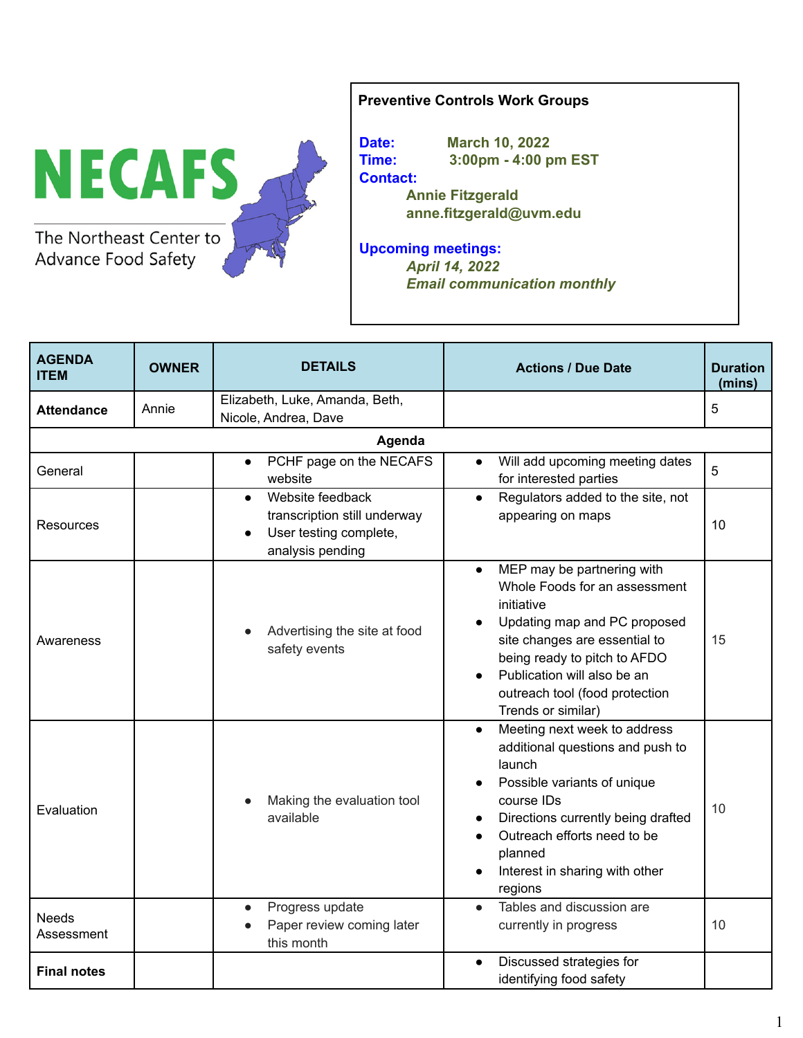NECAFS

The Northeast Center to Advance Food Safety

**Preventive Controls Work Groups**

**Date:** March 10, 2022
**Time:** 3:00pm - 4:00 pm EST
**Contact:**
Annie Fitzgerald
anne.fitzgerald@uvm.edu

**Upcoming meetings:**
*April 14, 2022*
*Email communication monthly*

| AGENDA ITEM | OWNER | DETAILS | Actions / Due Date | Duration (mins) |
|---|---|---|---|---|
| **Attendance** | Annie | Elizabeth, Luke, Amanda, Beth, Nicole, Andrea, Dave | | 5 |
| | | **Agenda** | | |
| General | | • PCHF page on the NECAFS website | • Will add upcoming meeting dates for interested parties | 5 |
| Resources | | • Website feedback transcription still underway<br>• User testing complete, analysis pending | • Regulators added to the site, not appearing on maps | 10 |
| Awareness | | • Advertising the site at food safety events | • MEP may be partnering with Whole Foods for an assessment initiative<br>• Updating map and PC proposed site changes are essential to being ready to pitch to AFDO<br>• Publication will also be an outreach tool (food protection Trends or similar) | 15 |
| Evaluation | | • Making the evaluation tool available | • Meeting next week to address additional questions and push to launch<br>• Possible variants of unique course IDs<br>• Directions currently being drafted<br>• Outreach efforts need to be planned<br>• Interest in sharing with other regions | 10 |
| Needs Assessment | | • Progress update<br>• Paper review coming later this month | • Tables and discussion are currently in progress | 10 |
| **Final notes** | | | • Discussed strategies for identifying food safety | |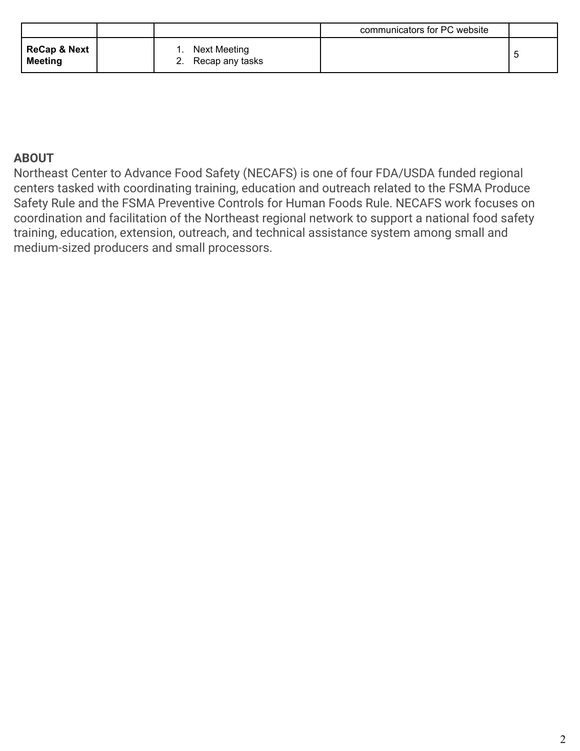| | | | | |
|---|---|---|---|---|
| | | | communicators for PC website | |
| **ReCap & Next Meeting** | | 1. Next Meeting<br>2. Recap any tasks | | 5 |

**ABOUT**

Northeast Center to Advance Food Safety (NECAFS) is one of four FDA/USDA funded regional centers tasked with coordinating training, education and outreach related to the FSMA Produce Safety Rule and the FSMA Preventive Controls for Human Foods Rule. NECAFS work focuses on coordination and facilitation of the Northeast regional network to support a national food safety training, education, extension, outreach, and technical assistance system among small and medium-sized producers and small processors.